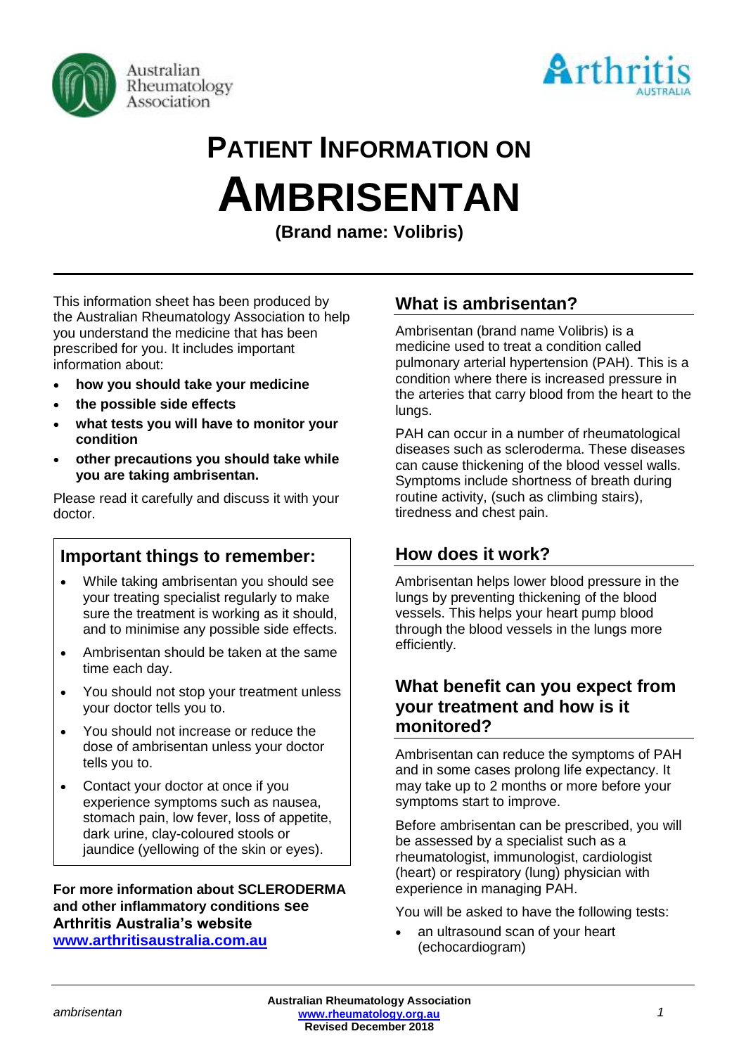# PATIENT INFORMATION ON AMBRISENTAN

**(Brand name: Volibris)**

This information sheet has been produced by the Australian Rheumatology Association to help you understand the medicine that has been prescribed for you. It includes important information about:

- **how you should take your medicine**
- **the possible side effects**
- **what tests you will have to monitor your condition**
- **other precautions you should take while you are taking ambrisentan.**

Please read it carefully and discuss it with your doctor.

## Important things to remember:

- While taking ambrisentan you should see your treating specialist regularly to make sure the treatment is working as it should, and to minimise any possible side effects.
- Ambrisentan should be taken at the same time each day.
- You should not stop your treatment unless your doctor tells you to.
- You should not increase or reduce the dose of ambrisentan unless your doctor tells you to.
- Contact your doctor at once if you experience symptoms such as nausea, stomach pain, low fever, loss of appetite, dark urine, clay-coloured stools or jaundice (yellowing of the skin or eyes).

**For more information about SCLERODERMA and other inflammatory conditions see Arthritis Australia's website [www.arthritisaustralia.com.au](http://www.arthritisaustralia.com.au)**

## What is ambrisentan?

Ambrisentan (brand name Volibris) is a medicine used to treat a condition called pulmonary arterial hypertension (PAH). This is a condition where there is increased pressure in the arteries that carry blood from the heart to the lungs.

PAH can occur in a number of rheumatological diseases such as scleroderma. These diseases can cause thickening of the blood vessel walls. Symptoms include shortness of breath during routine activity, (such as climbing stairs), tiredness and chest pain.

## How does it work?

Ambrisentan helps lower blood pressure in the lungs by preventing thickening of the blood vessels. This helps your heart pump blood through the blood vessels in the lungs more efficiently.

## What benefit can you expect from your treatment and how is it monitored?

Ambrisentan can reduce the symptoms of PAH and in some cases prolong life expectancy. It may take up to 2 months or more before your symptoms start to improve.

Before ambrisentan can be prescribed, you will be assessed by a specialist such as a rheumatologist, immunologist, cardiologist (heart) or respiratory (lung) physician with experience in managing PAH.

You will be asked to have the following tests:

- an ultrasound scan of your heart (echocardiogram)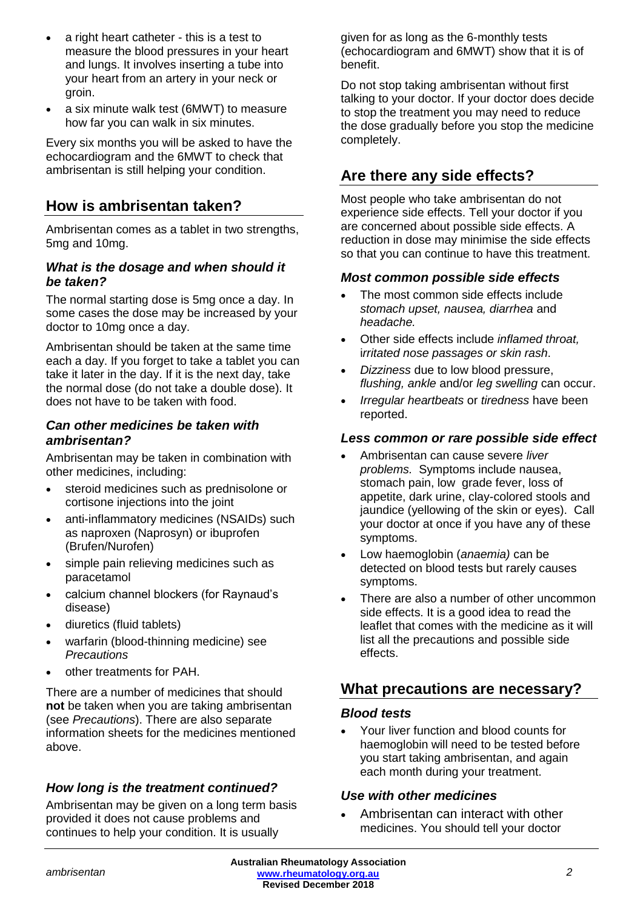- a right heart catheter - this is a test to measure the blood pressures in your heart and lungs. It involves inserting a tube into your heart from an artery in your neck or groin.
- a six minute walk test (6MWT) to measure how far you can walk in six minutes.

Every six months you will be asked to have the echocardiogram and the 6MWT to check that ambrisentan is still helping your condition.

## How is ambrisentan taken?

Ambrisentan comes as a tablet in two strengths, 5mg and 10mg.

### *What is the dosage and when should it be taken?*

The normal starting dose is 5mg once a day. In some cases the dose may be increased by your doctor to 10mg once a day.

Ambrisentan should be taken at the same time each a day. If you forget to take a tablet you can take it later in the day. If it is the next day, take the normal dose (do not take a double dose). It does not have to be taken with food.

### *Can other medicines be taken with ambrisentan?*

Ambrisentan may be taken in combination with other medicines, including:

- steroid medicines such as prednisolone or cortisone injections into the joint
- anti-inflammatory medicines (NSAIDs) such as naproxen (Naprosyn) or ibuprofen (Brufen/Nurofen)
- simple pain relieving medicines such as paracetamol
- calcium channel blockers (for Raynaud's disease)
- diuretics (fluid tablets)
- warfarin (blood-thinning medicine) see *Precautions*
- other treatments for PAH.

There are a number of medicines that should **not** be taken when you are taking ambrisentan (see *Precautions*). There are also separate information sheets for the medicines mentioned above.

### *How long is the treatment continued?*

Ambrisentan may be given on a long term basis provided it does not cause problems and continues to help your condition. It is usually given for as long as the 6-monthly tests (echocardiogram and 6MWT) show that it is of benefit.

Do not stop taking ambrisentan without first talking to your doctor. If your doctor does decide to stop the treatment you may need to reduce the dose gradually before you stop the medicine completely.

## Are there any side effects?

Most people who take ambrisentan do not experience side effects. Tell your doctor if you are concerned about possible side effects. A reduction in dose may minimise the side effects so that you can continue to have this treatment.

### *Most common possible side effects*

- The most common side effects include *stomach upset, nausea, diarrhea* and *headache.*
- Other side effects include *inflamed throat, irritated nose passages or skin rash*.
- *Dizziness* due to low blood pressure, *flushing, ankle* and/or *leg swelling* can occur.
- *Irregular heartbeats* or *tiredness* have been reported.

### *Less common or rare possible side effect*

- Ambrisentan can cause severe *liver problems.* Symptoms include nausea, stomach pain, low grade fever, loss of appetite, dark urine, clay-colored stools and jaundice (yellowing of the skin or eyes). Call your doctor at once if you have any of these symptoms.
- Low haemoglobin (*anaemia)* can be detected on blood tests but rarely causes symptoms.
- There are also a number of other uncommon side effects. It is a good idea to read the leaflet that comes with the medicine as it will list all the precautions and possible side effects.

## What precautions are necessary?

### *Blood tests*

- Your liver function and blood counts for haemoglobin will need to be tested before you start taking ambrisentan, and again each month during your treatment.

### *Use with other medicines*

- Ambrisentan can interact with other medicines. You should tell your doctor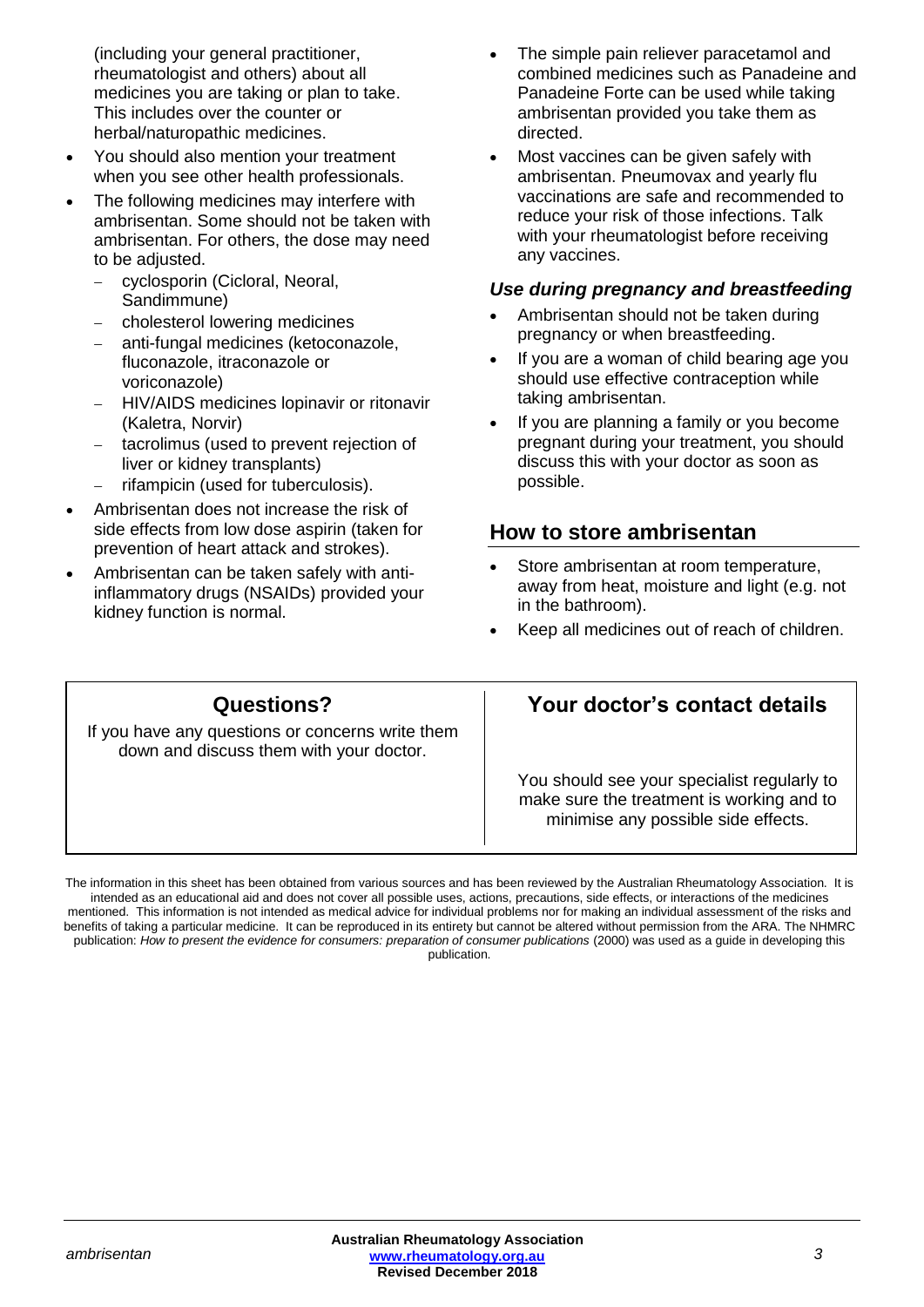(including your general practitioner, rheumatologist and others) about all medicines you are taking or plan to take. This includes over the counter or herbal/naturopathic medicines.

- You should also mention your treatment when you see other health professionals.
- The following medicines may interfere with ambrisentan. Some should not be taken with ambrisentan. For others, the dose may need to be adjusted.
  - cyclosporin (Cicloral, Neoral, Sandimmune)
  - cholesterol lowering medicines
  - anti-fungal medicines (ketoconazole, fluconazole, itraconazole or voriconazole)
  - HIV/AIDS medicines lopinavir or ritonavir (Kaletra, Norvir)
  - tacrolimus (used to prevent rejection of liver or kidney transplants)
  - rifampicin (used for tuberculosis).
- Ambrisentan does not increase the risk of side effects from low dose aspirin (taken for prevention of heart attack and strokes).
- Ambrisentan can be taken safely with anti-inflammatory drugs (NSAIDs) provided your kidney function is normal.
- The simple pain reliever paracetamol and combined medicines such as Panadeine and Panadeine Forte can be used while taking ambrisentan provided you take them as directed.
- Most vaccines can be given safely with ambrisentan. Pneumovax and yearly flu vaccinations are safe and recommended to reduce your risk of those infections. Talk with your rheumatologist before receiving any vaccines.

### *Use during pregnancy and breastfeeding*

- Ambrisentan should not be taken during pregnancy or when breastfeeding.
- If you are a woman of child bearing age you should use effective contraception while taking ambrisentan.
- If you are planning a family or you become pregnant during your treatment, you should discuss this with your doctor as soon as possible.

## How to store ambrisentan

- Store ambrisentan at room temperature, away from heat, moisture and light (e.g. not in the bathroom).
- Keep all medicines out of reach of children.

## Questions?

If you have any questions or concerns write them down and discuss them with your doctor.

## Your doctor's contact details

You should see your specialist regularly to make sure the treatment is working and to minimise any possible side effects.

The information in this sheet has been obtained from various sources and has been reviewed by the Australian Rheumatology Association. It is intended as an educational aid and does not cover all possible uses, actions, precautions, side effects, or interactions of the medicines mentioned. This information is not intended as medical advice for individual problems nor for making an individual assessment of the risks and benefits of taking a particular medicine. It can be reproduced in its entirety but cannot be altered without permission from the ARA. The NHMRC publication: *How to present the evidence for consumers: preparation of consumer publications* (2000) was used as a guide in developing this publication.